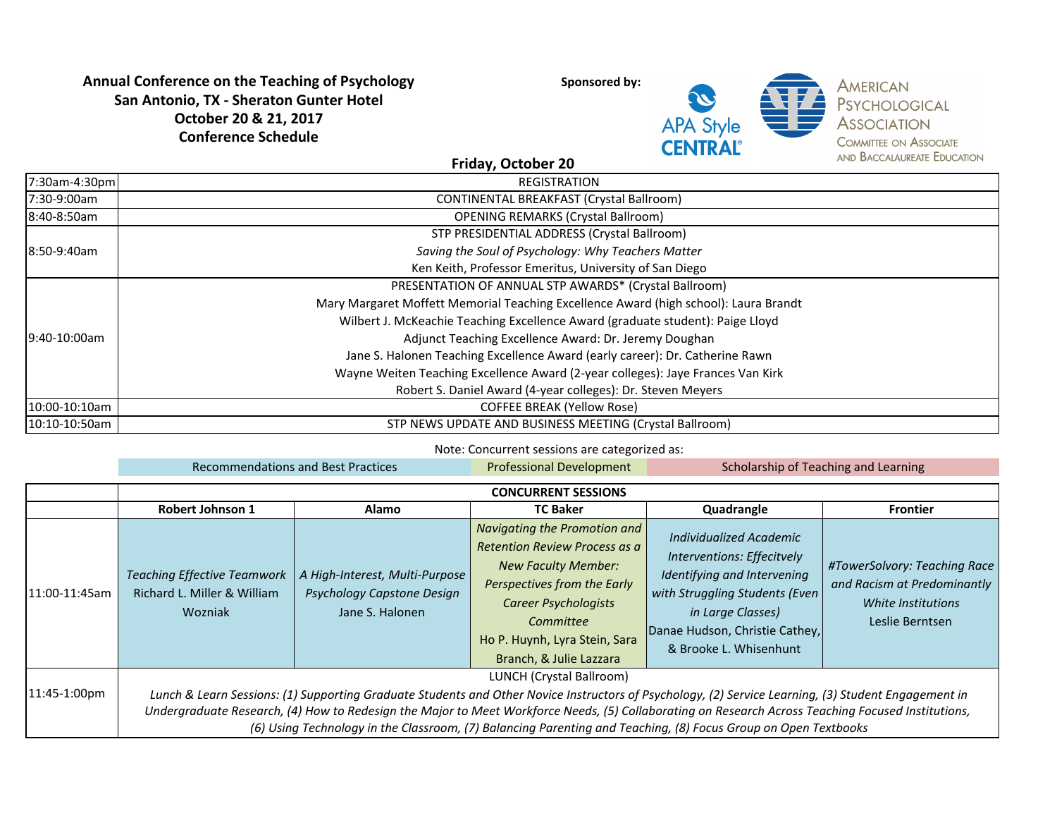# Annual Conference on the Teaching of Psychology
## San Antonio, TX - Sheraton Gunter Hotel
## October 20 & 21, 2017
## Conference Schedule

**Sponsored by:** APA Style CENTRAL; American Psychological Association Committee on Associate and Baccalaureate Education

### Friday, October 20

| Time | Event |
|---|---|
| 7:30am-4:30pm | REGISTRATION |
| 7:30-9:00am | CONTINENTAL BREAKFAST (Crystal Ballroom) |
| 8:40-8:50am | OPENING REMARKS (Crystal Ballroom) |
| 8:50-9:40am | STP PRESIDENTIAL ADDRESS (Crystal Ballroom)<br>*Saving the Soul of Psychology: Why Teachers Matter*<br>Ken Keith, Professor Emeritus, University of San Diego |
| 9:40-10:00am | PRESENTATION OF ANNUAL STP AWARDS* (Crystal Ballroom)<br>Mary Margaret Moffett Memorial Teaching Excellence Award (high school): Laura Brandt<br>Wilbert J. McKeachie Teaching Excellence Award (graduate student): Paige Lloyd<br>Adjunct Teaching Excellence Award: Dr. Jeremy Doughan<br>Jane S. Halonen Teaching Excellence Award (early career): Dr. Catherine Rawn<br>Wayne Weiten Teaching Excellence Award (2-year colleges): Jaye Frances Van Kirk<br>Robert S. Daniel Award (4-year colleges): Dr. Steven Meyers |
| 10:00-10:10am | COFFEE BREAK (Yellow Rose) |
| 10:10-10:50am | STP NEWS UPDATE AND BUSINESS MEETING (Crystal Ballroom) |

Note: Concurrent sessions are categorized as: Recommendations and Best Practices | Professional Development | Scholarship of Teaching and Learning

| | CONCURRENT SESSIONS | | | | |
|---|---|---|---|---|---|
| | **Robert Johnson 1** | **Alamo** | **TC Baker** | **Quadrangle** | **Frontier** |
| 11:00-11:45am | *Teaching Effective Teamwork*<br>Richard L. Miller & William Wozniak | *A High-Interest, Multi-Purpose Psychology Capstone Design*<br>Jane S. Halonen | *Navigating the Promotion and Retention Review Process as a New Faculty Member: Perspectives from the Early Career Psychologists Committee*<br>Ho P. Huynh, Lyra Stein, Sara Branch, & Julie Lazzara | *Individualized Academic Interventions: Effecitvely Identifying and Intervening with Struggling Students (Even in Large Classes)*<br>Danae Hudson, Christie Cathey, & Brooke L. Whisenhunt | *#TowerSolvory: Teaching Race and Racism at Predominantly White Institutions*<br>Leslie Berntsen |
| 11:45-1:00pm | LUNCH (Crystal Ballroom)<br>*Lunch & Learn Sessions: (1) Supporting Graduate Students and Other Novice Instructors of Psychology, (2) Service Learning, (3) Student Engagement in Undergraduate Research, (4) How to Redesign the Major to Meet Workforce Needs, (5) Collaborating on Research Across Teaching Focused Institutions, (6) Using Technology in the Classroom, (7) Balancing Parenting and Teaching, (8) Focus Group on Open Textbooks* | | | | |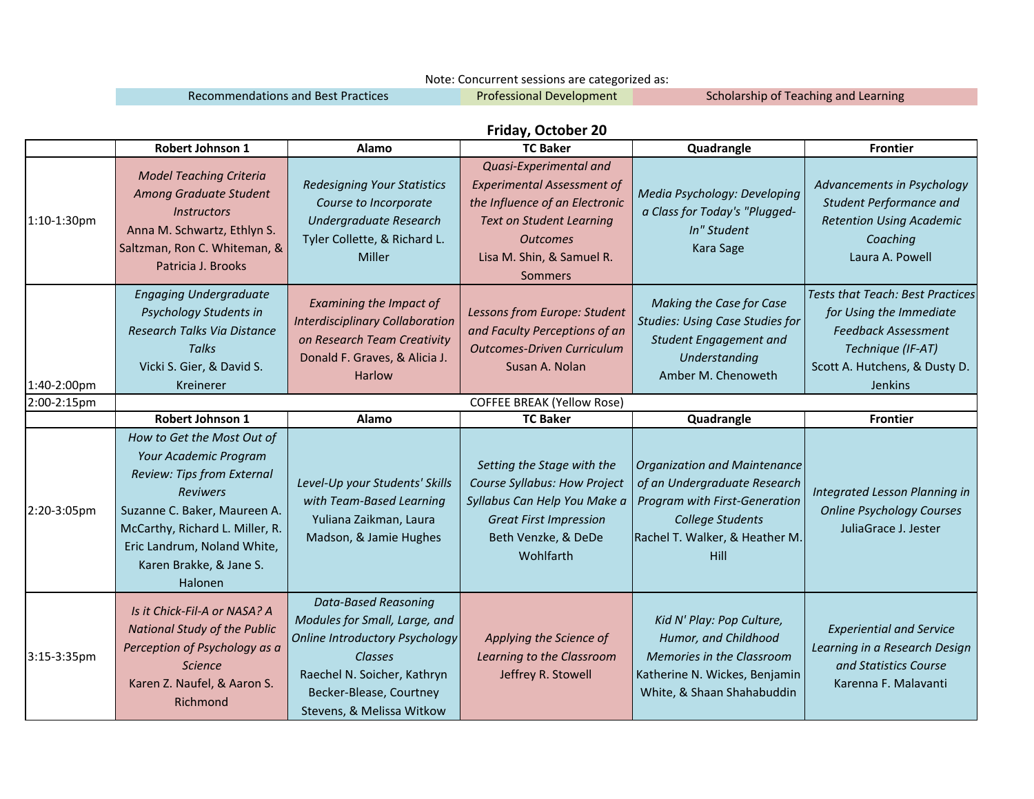Note: Concurrent sessions are categorized as:

| Recommendations and Best Practices | Professional Development | Scholarship of Teaching and Learning |
|---|---|---|

## Friday, October 20

| | Robert Johnson 1 | Alamo | TC Baker | Quadrangle | Frontier |
|---|---|---|---|---|---|
| 1:10-1:30pm | *Model Teaching Criteria Among Graduate Student Instructors* Anna M. Schwartz, Ethlyn S. Saltzman, Ron C. Whiteman, & Patricia J. Brooks | *Redesigning Your Statistics Course to Incorporate Undergraduate Research* Tyler Collette, & Richard L. Miller | *Quasi-Experimental and Experimental Assessment of the Influence of an Electronic Text on Student Learning Outcomes* Lisa M. Shin, & Samuel R. Sommers | *Media Psychology: Developing a Class for Today's "Plugged-In" Student* Kara Sage | *Advancements in Psychology Student Performance and Retention Using Academic Coaching* Laura A. Powell |
| 1:40-2:00pm | *Engaging Undergraduate Psychology Students in Research Talks Via Distance Talks* Vicki S. Gier, & David S. Kreinerer | *Examining the Impact of Interdisciplinary Collaboration on Research Team Creativity* Donald F. Graves, & Alicia J. Harlow | *Lessons from Europe: Student and Faculty Perceptions of an Outcomes-Driven Curriculum* Susan A. Nolan | *Making the Case for Case Studies: Using Case Studies for Student Engagement and Understanding* Amber M. Chenoweth | *Tests that Teach: Best Practices for Using the Immediate Feedback Assessment Technique (IF-AT)* Scott A. Hutchens, & Dusty D. Jenkins |
| 2:00-2:15pm | COFFEE BREAK (Yellow Rose) | | | | |
| | **Robert Johnson 1** | **Alamo** | **TC Baker** | **Quadrangle** | **Frontier** |
| 2:20-3:05pm | *How to Get the Most Out of Your Academic Program Review: Tips from External Reviwers* Suzanne C. Baker, Maureen A. McCarthy, Richard L. Miller, R. Eric Landrum, Noland White, Karen Brakke, & Jane S. Halonen | *Level-Up your Students' Skills with Team-Based Learning* Yuliana Zaikman, Laura Madson, & Jamie Hughes | *Setting the Stage with the Course Syllabus: How Project Syllabus Can Help You Make a Great First Impression* Beth Venzke, & DeDe Wohlfarth | *Organization and Maintenance of an Undergraduate Research Program with First-Generation College Students* Rachel T. Walker, & Heather M. Hill | *Integrated Lesson Planning in Online Psychology Courses* JuliaGrace J. Jester |
| 3:15-3:35pm | *Is it Chick-Fil-A or NASA? A National Study of the Public Perception of Psychology as a Science* Karen Z. Naufel, & Aaron S. Richmond | *Data-Based Reasoning Modules for Small, Large, and Online Introductory Psychology Classes* Raechel N. Soicher, Kathryn Becker-Blease, Courtney Stevens, & Melissa Witkow | *Applying the Science of Learning to the Classroom* Jeffrey R. Stowell | *Kid N' Play: Pop Culture, Humor, and Childhood Memories in the Classroom* Katherine N. Wickes, Benjamin White, & Shaan Shahabuddin | *Experiential and Service Learning in a Research Design and Statistics Course* Karenna F. Malavanti |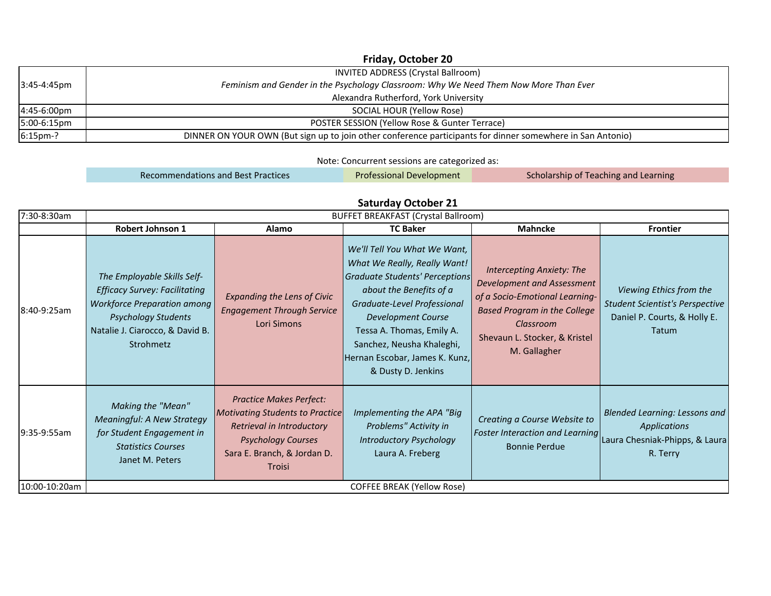## Friday, October 20

| | |
|---|---|
| 3:45-4:45pm | INVITED ADDRESS (Crystal Ballroom)<br>*Feminism and Gender in the Psychology Classroom: Why We Need Them Now More Than Ever*<br>Alexandra Rutherford, York University |
| 4:45-6:00pm | SOCIAL HOUR (Yellow Rose) |
| 5:00-6:15pm | POSTER SESSION (Yellow Rose & Gunter Terrace) |
| 6:15pm-? | DINNER ON YOUR OWN (But sign up to join other conference participants for dinner somewhere in San Antonio) |

Note: Concurrent sessions are categorized as:

| Recommendations and Best Practices | Professional Development | Scholarship of Teaching and Learning |
|---|---|---|

## Saturday October 21

| | Robert Johnson 1 | Alamo | TC Baker | Mahncke | Frontier |
|---|---|---|---|---|---|
| 7:30-8:30am | BUFFET BREAKFAST (Crystal Ballroom) | | | | |
| 8:40-9:25am | *The Employable Skills Self-Efficacy Survey: Facilitating Workforce Preparation among Psychology Students*<br>Natalie J. Ciarocco, & David B. Strohmetz | *Expanding the Lens of Civic Engagement Through Service*<br>Lori Simons | *We'll Tell You What We Want, What We Really, Really Want! Graduate Students' Perceptions about the Benefits of a Graduate-Level Professional Development Course*<br>Tessa A. Thomas, Emily A. Sanchez, Neusha Khaleghi, Hernan Escobar, James K. Kunz, & Dusty D. Jenkins | *Intercepting Anxiety: The Development and Assessment of a Socio-Emotional Learning-Based Program in the College Classroom*<br>Shevaun L. Stocker, & Kristel M. Gallagher | *Viewing Ethics from the Student Scientist's Perspective*<br>Daniel P. Courts, & Holly E. Tatum |
| 9:35-9:55am | *Making the "Mean" Meaningful: A New Strategy for Student Engagement in Statistics Courses*<br>Janet M. Peters | *Practice Makes Perfect: Motivating Students to Practice Retrieval in Introductory Psychology Courses*<br>Sara E. Branch, & Jordan D. Troisi | *Implementing the APA "Big Problems" Activity in Introductory Psychology*<br>Laura A. Freberg | *Creating a Course Website to Foster Interaction and Learning*<br>Bonnie Perdue | *Blended Learning: Lessons and Applications*<br>Laura Chesniak-Phipps, & Laura R. Terry |
| 10:00-10:20am | COFFEE BREAK (Yellow Rose) | | | | |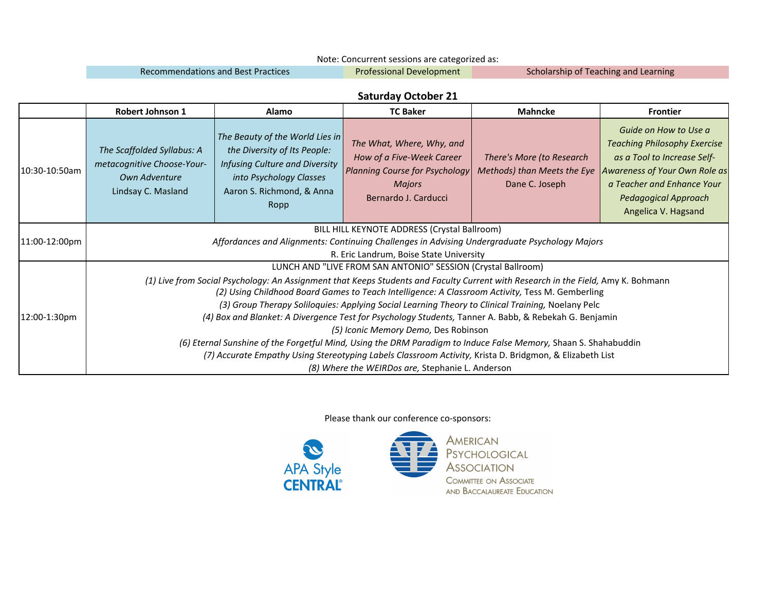Note: Concurrent sessions are categorized as:

| Recommendations and Best Practices | Professional Development | Scholarship of Teaching and Learning |
| --- | --- | --- |

## Saturday October 21

| | Robert Johnson 1 | Alamo | TC Baker | Mahncke | Frontier |
| --- | --- | --- | --- | --- | --- |
| 10:30-10:50am | *The Scaffolded Syllabus: A metacognitive Choose-Your-Own Adventure* Lindsay C. Masland | *The Beauty of the World Lies in the Diversity of Its People: Infusing Culture and Diversity into Psychology Classes* Aaron S. Richmond, & Anna Ropp | *The What, Where, Why, and How of a Five-Week Career Planning Course for Psychology Majors* Bernardo J. Carducci | *There's More (to Research Methods) than Meets the Eye* Dane C. Joseph | *Guide on How to Use a Teaching Philosophy Exercise as a Tool to Increase Self-Awareness of Your Own Role as a Teacher and Enhance Your Pedagogical Approach* Angelica V. Hagsand |
| 11:00-12:00pm | BILL HILL KEYNOTE ADDRESS (Crystal Ballroom) *Affordances and Alignments: Continuing Challenges in Advising Undergraduate Psychology Majors* R. Eric Landrum, Boise State University | | | | |
| 12:00-1:30pm | LUNCH AND "LIVE FROM SAN ANTONIO" SESSION (Crystal Ballroom) *(1) Live from Social Psychology: An Assignment that Keeps Students and Faculty Current with Research in the Field,* Amy K. Bohmann *(2) Using Childhood Board Games to Teach Intelligence: A Classroom Activity,* Tess M. Gemberling *(3) Group Therapy Soliloquies: Applying Social Learning Theory to Clinical Training,* Noelany Pelc *(4) Box and Blanket: A Divergence Test for Psychology Students,* Tanner A. Babb, & Rebekah G. Benjamin *(5) Iconic Memory Demo,* Des Robinson *(6) Eternal Sunshine of the Forgetful Mind, Using the DRM Paradigm to Induce False Memory,* Shaan S. Shahabuddin *(7) Accurate Empathy Using Stereotyping Labels Classroom Activity,* Krista D. Bridgmon, & Elizabeth List *(8) Where the WEIRDos are,* Stephanie L. Anderson | | | | |

Please thank our conference co-sponsors:

APA Style CENTRAL®

American Psychological Association
Committee on Associate and Baccalaureate Education